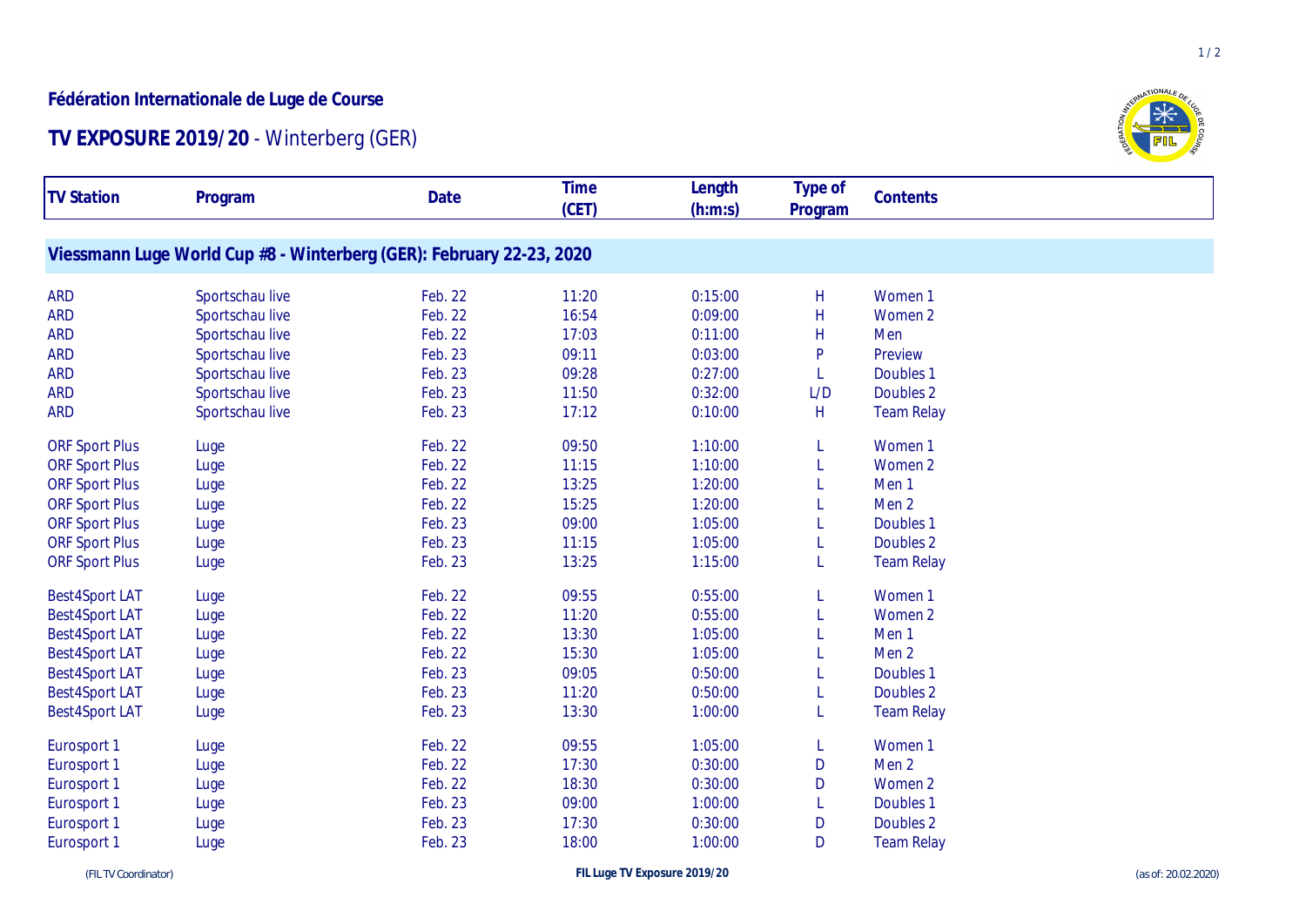**Fédération Internationale de Luge de Course**

# TV EXPOSURE 2019/20 - Winterberg (GER)

| TV Station | Program | Date | Time (CET) | Length (h:m:s) | Type of Program | Contents |
|---|---|---|---|---|---|---|
| **Viessmann Luge World Cup #8 - Winterberg (GER): February 22-23, 2020** | | | | | | |
| ARD | Sportschau live | Feb. 22 | 11:20 | 0:15:00 | H | Women 1 |
| ARD | Sportschau live | Feb. 22 | 16:54 | 0:09:00 | H | Women 2 |
| ARD | Sportschau live | Feb. 22 | 17:03 | 0:11:00 | H | Men |
| ARD | Sportschau live | Feb. 23 | 09:11 | 0:03:00 | P | Preview |
| ARD | Sportschau live | Feb. 23 | 09:28 | 0:27:00 | L | Doubles 1 |
| ARD | Sportschau live | Feb. 23 | 11:50 | 0:32:00 | L/D | Doubles 2 |
| ARD | Sportschau live | Feb. 23 | 17:12 | 0:10:00 | H | Team Relay |
| ORF Sport Plus | Luge | Feb. 22 | 09:50 | 1:10:00 | L | Women 1 |
| ORF Sport Plus | Luge | Feb. 22 | 11:15 | 1:10:00 | L | Women 2 |
| ORF Sport Plus | Luge | Feb. 22 | 13:25 | 1:20:00 | L | Men 1 |
| ORF Sport Plus | Luge | Feb. 22 | 15:25 | 1:20:00 | L | Men 2 |
| ORF Sport Plus | Luge | Feb. 23 | 09:00 | 1:05:00 | L | Doubles 1 |
| ORF Sport Plus | Luge | Feb. 23 | 11:15 | 1:05:00 | L | Doubles 2 |
| ORF Sport Plus | Luge | Feb. 23 | 13:25 | 1:15:00 | L | Team Relay |
| Best4Sport LAT | Luge | Feb. 22 | 09:55 | 0:55:00 | L | Women 1 |
| Best4Sport LAT | Luge | Feb. 22 | 11:20 | 0:55:00 | L | Women 2 |
| Best4Sport LAT | Luge | Feb. 22 | 13:30 | 1:05:00 | L | Men 1 |
| Best4Sport LAT | Luge | Feb. 22 | 15:30 | 1:05:00 | L | Men 2 |
| Best4Sport LAT | Luge | Feb. 23 | 09:05 | 0:50:00 | L | Doubles 1 |
| Best4Sport LAT | Luge | Feb. 23 | 11:20 | 0:50:00 | L | Doubles 2 |
| Best4Sport LAT | Luge | Feb. 23 | 13:30 | 1:00:00 | L | Team Relay |
| Eurosport 1 | Luge | Feb. 22 | 09:55 | 1:05:00 | L | Women 1 |
| Eurosport 1 | Luge | Feb. 22 | 17:30 | 0:30:00 | D | Men 2 |
| Eurosport 1 | Luge | Feb. 22 | 18:30 | 0:30:00 | D | Women 2 |
| Eurosport 1 | Luge | Feb. 23 | 09:00 | 1:00:00 | L | Doubles 1 |
| Eurosport 1 | Luge | Feb. 23 | 17:30 | 0:30:00 | D | Doubles 2 |
| Eurosport 1 | Luge | Feb. 23 | 18:00 | 1:00:00 | D | Team Relay |

(FIL TV Coordinator) (as of: 20.02.2020)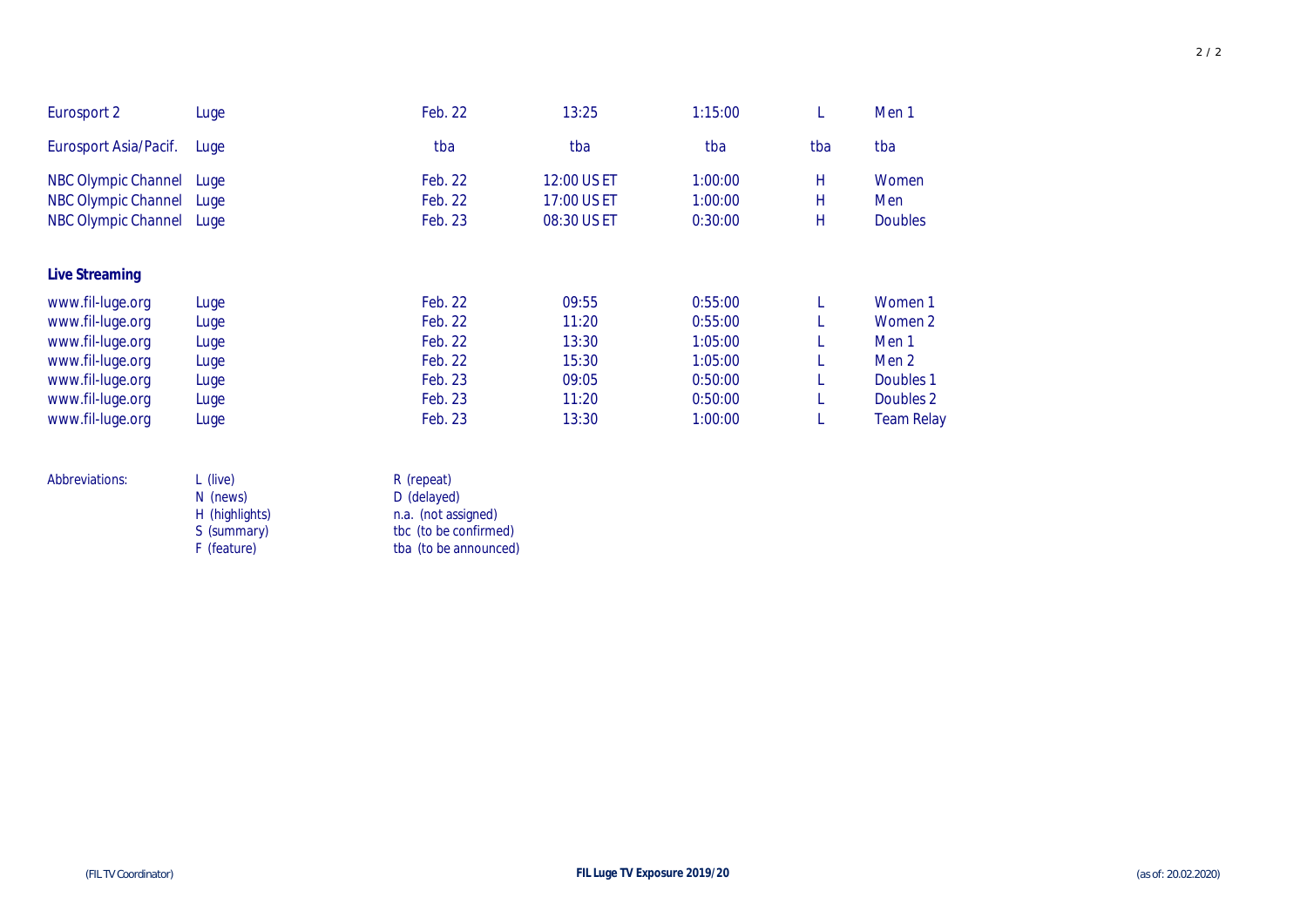| | | | | | | |
|---|---|---|---|---|---|---|
| Eurosport 2 | Luge | Feb. 22 | 13:25 | 1:15:00 | L | Men 1 |
| Eurosport Asia/Pacif. | Luge | tba | tba | tba | tba | tba |
| NBC Olympic Channel | Luge | Feb. 22 | 12:00 US ET | 1:00:00 | H | Women |
| NBC Olympic Channel | Luge | Feb. 22 | 17:00 US ET | 1:00:00 | H | Men |
| NBC Olympic Channel | Luge | Feb. 23 | 08:30 US ET | 0:30:00 | H | Doubles |

**Live Streaming**

| | | | | | | |
|---|---|---|---|---|---|---|
| www.fil-luge.org | Luge | Feb. 22 | 09:55 | 0:55:00 | L | Women 1 |
| www.fil-luge.org | Luge | Feb. 22 | 11:20 | 0:55:00 | L | Women 2 |
| www.fil-luge.org | Luge | Feb. 22 | 13:30 | 1:05:00 | L | Men 1 |
| www.fil-luge.org | Luge | Feb. 22 | 15:30 | 1:05:00 | L | Men 2 |
| www.fil-luge.org | Luge | Feb. 23 | 09:05 | 0:50:00 | L | Doubles 1 |
| www.fil-luge.org | Luge | Feb. 23 | 11:20 | 0:50:00 | L | Doubles 2 |
| www.fil-luge.org | Luge | Feb. 23 | 13:30 | 1:00:00 | L | Team Relay |

| | | |
|---|---|---|
| Abbreviations: | L (live) | R (repeat) |
| | N (news) | D (delayed) |
| | H (highlights) | n.a. (not assigned) |
| | S (summary) | tbc (to be confirmed) |
| | F (feature) | tba (to be announced) |